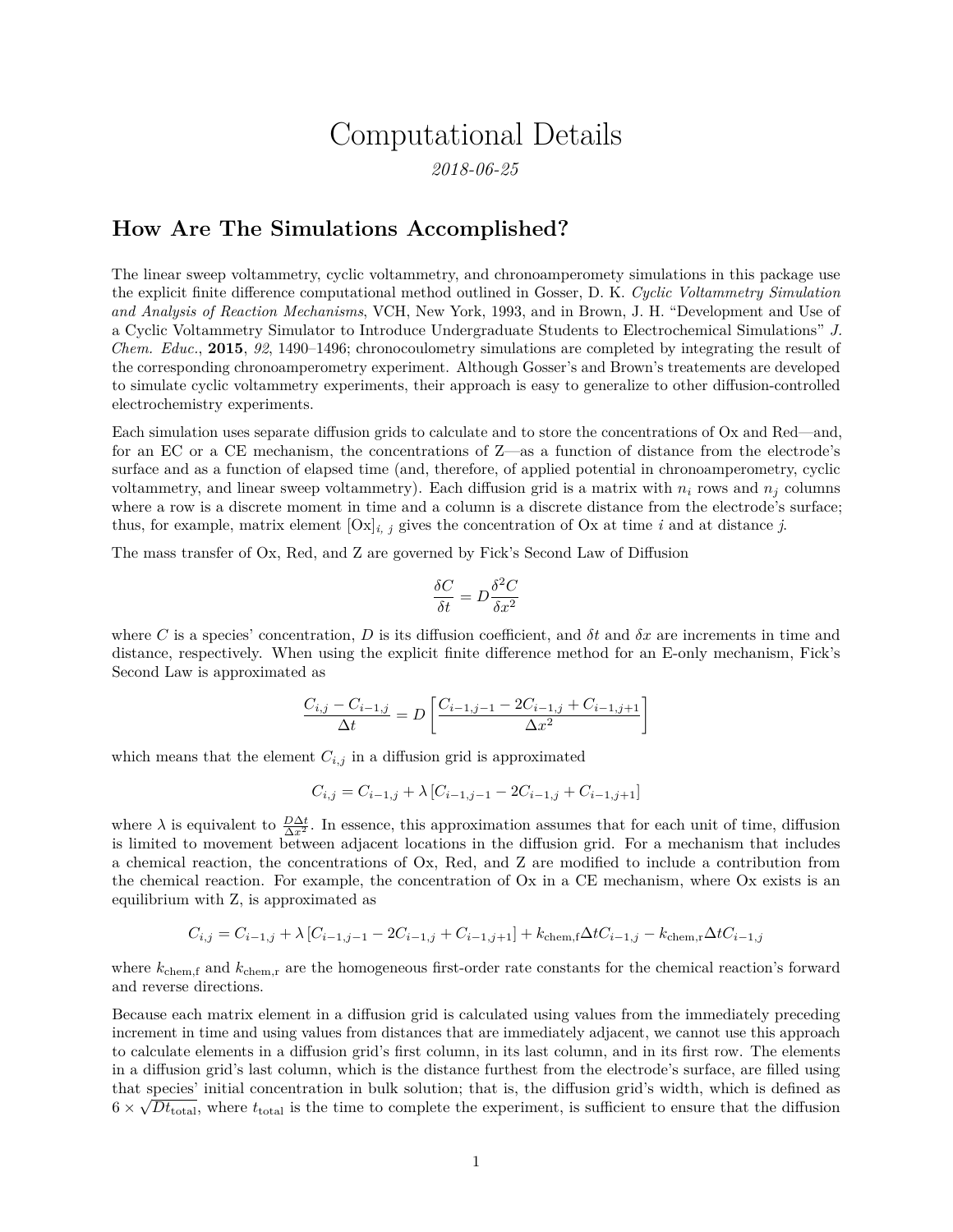# Computational Details

*2018-06-25*

## How Are The Simulations Accomplished?

The linear sweep voltammetry, cyclic voltammetry, and chronoamperomety simulations in this package use the explicit finite difference computational method outlined in Gosser, D. K. *Cyclic Voltammetry Simulation and Analysis of Reaction Mechanisms*, VCH, New York, 1993, and in Brown, J. H. "Development and Use of a Cyclic Voltammetry Simulator to Introduce Undergraduate Students to Electrochemical Simulations" *J. Chem. Educ.*, **2015**, *92*, 1490–1496; chronocoulometry simulations are completed by integrating the result of the corresponding chronoamperometry experiment. Although Gosser's and Brown's treatements are developed to simulate cyclic voltammetry experiments, their approach is easy to generalize to other diffusion-controlled electrochemistry experiments.

Each simulation uses separate diffusion grids to calculate and to store the concentrations of Ox and Red—and, for an EC or a CE mechanism, the concentrations of Z—as a function of distance from the electrode's surface and as a function of elapsed time (and, therefore, of applied potential in chronoamperometry, cyclic voltammetry, and linear sweep voltammetry). Each diffusion grid is a matrix with $n_i$ rows and $n_j$ columns where a row is a discrete moment in time and a column is a discrete distance from the electrode's surface; thus, for example, matrix element $[\text{Ox}]_{i,\,j}$ gives the concentration of Ox at time *i* and at distance *j*.

The mass transfer of Ox, Red, and Z are governed by Fick's Second Law of Diffusion

$$\frac{\delta C}{\delta t} = D\frac{\delta^2 C}{\delta x^2}$$

where $C$ is a species' concentration, $D$ is its diffusion coefficient, and $\delta t$ and $\delta x$ are increments in time and distance, respectively. When using the explicit finite difference method for an E-only mechanism, Fick's Second Law is approximated as

$$\frac{C_{i,j} - C_{i-1,j}}{\Delta t} = D\left[\frac{C_{i-1,j-1} - 2C_{i-1,j} + C_{i-1,j+1}}{\Delta x^2}\right]$$

which means that the element $C_{i,j}$ in a diffusion grid is approximated

$$C_{i,j} = C_{i-1,j} + \lambda\left[C_{i-1,j-1} - 2C_{i-1,j} + C_{i-1,j+1}\right]$$

where $\lambda$ is equivalent to $\frac{D\Delta t}{\Delta x^2}$. In essence, this approximation assumes that for each unit of time, diffusion is limited to movement between adjacent locations in the diffusion grid. For a mechanism that includes a chemical reaction, the concentrations of Ox, Red, and Z are modified to include a contribution from the chemical reaction. For example, the concentration of Ox in a CE mechanism, where Ox exists is an equilibrium with Z, is approximated as

$$C_{i,j} = C_{i-1,j} + \lambda\left[C_{i-1,j-1} - 2C_{i-1,j} + C_{i-1,j+1}\right] + k_{\text{chem,f}}\Delta t C_{i-1,j} - k_{\text{chem,r}}\Delta t C_{i-1,j}$$

where $k_{\text{chem,f}}$ and $k_{\text{chem,r}}$ are the homogeneous first-order rate constants for the chemical reaction's forward and reverse directions.

Because each matrix element in a diffusion grid is calculated using values from the immediately preceding increment in time and using values from distances that are immediately adjacent, we cannot use this approach to calculate elements in a diffusion grid's first column, in its last column, and in its first row. The elements in a diffusion grid's last column, which is the distance furthest from the electrode's surface, are filled using that species' initial concentration in bulk solution; that is, the diffusion grid's width, which is defined as $6 \times \sqrt{Dt_{\text{total}}}$, where $t_{\text{total}}$ is the time to complete the experiment, is sufficient to ensure that the diffusion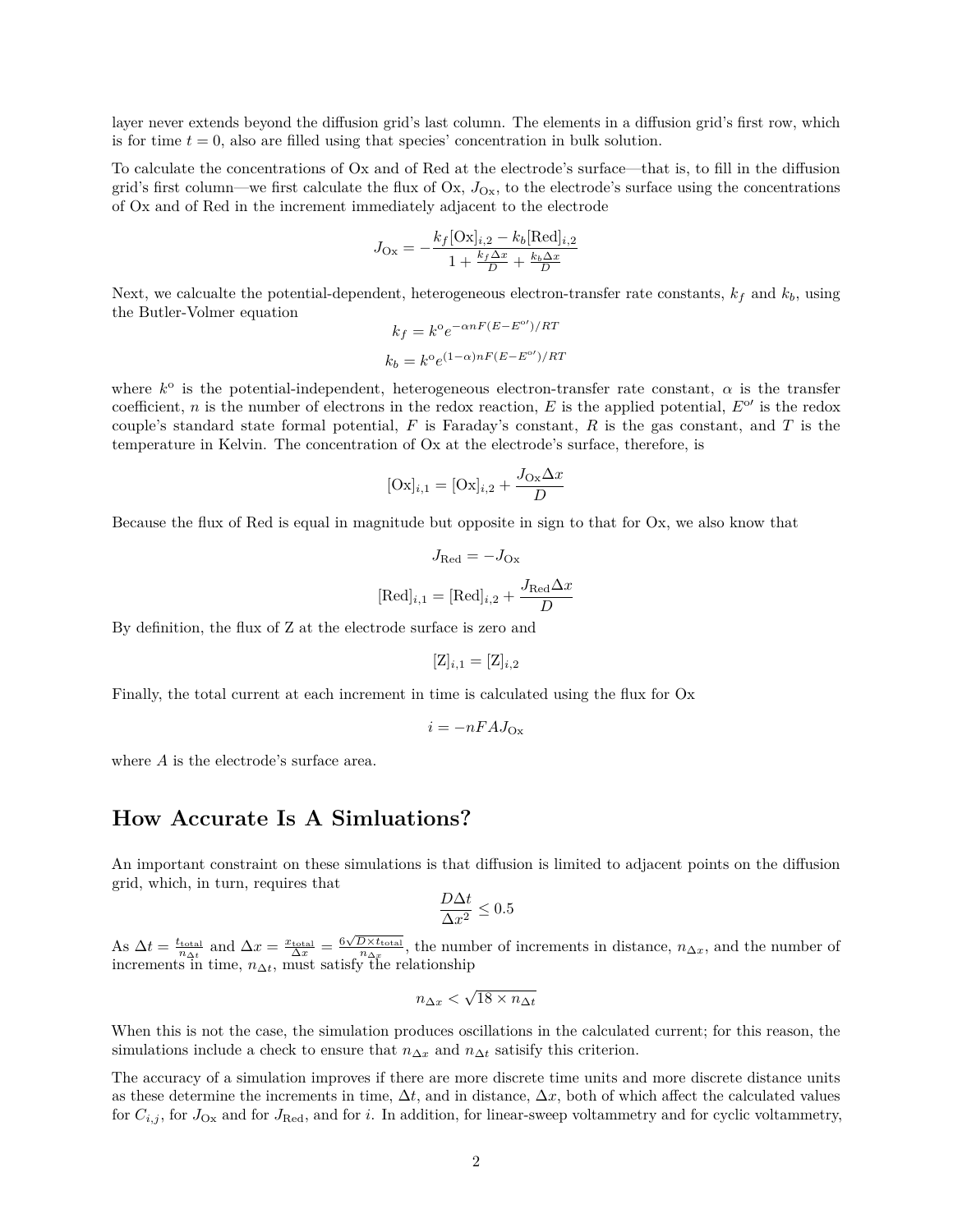layer never extends beyond the diffusion grid's last column. The elements in a diffusion grid's first row, which is for time $t = 0$, also are filled using that species' concentration in bulk solution.

To calculate the concentrations of Ox and of Red at the electrode's surface—that is, to fill in the diffusion grid's first column—we first calculate the flux of Ox, $J_{\text{Ox}}$, to the electrode's surface using the concentrations of Ox and of Red in the increment immediately adjacent to the electrode

$$J_{\text{Ox}} = -\frac{k_f[\text{Ox}]_{i,2} - k_b[\text{Red}]_{i,2}}{1 + \frac{k_f \Delta x}{D} + \frac{k_b \Delta x}{D}}$$

Next, we calcualte the potential-dependent, heterogeneous electron-transfer rate constants, $k_f$ and $k_b$, using the Butler-Volmer equation

$$k_f = k^{\text{o}} e^{-\alpha n F(E - E^{\text{o}\prime})/RT}$$

$$k_b = k^{\text{o}} e^{(1-\alpha) n F(E - E^{\text{o}\prime})/RT}$$

where $k^{\text{o}}$ is the potential-independent, heterogeneous electron-transfer rate constant, $\alpha$ is the transfer coefficient, $n$ is the number of electrons in the redox reaction, $E$ is the applied potential, $E^{\text{o}\prime}$ is the redox couple's standard state formal potential, $F$ is Faraday's constant, $R$ is the gas constant, and $T$ is the temperature in Kelvin. The concentration of Ox at the electrode's surface, therefore, is

$$[\text{Ox}]_{i,1} = [\text{Ox}]_{i,2} + \frac{J_{\text{Ox}} \Delta x}{D}$$

Because the flux of Red is equal in magnitude but opposite in sign to that for Ox, we also know that

$$J_{\text{Red}} = -J_{\text{Ox}}$$

$$[\text{Red}]_{i,1} = [\text{Red}]_{i,2} + \frac{J_{\text{Red}} \Delta x}{D}$$

By definition, the flux of Z at the electrode surface is zero and

$$[\text{Z}]_{i,1} = [\text{Z}]_{i,2}$$

Finally, the total current at each increment in time is calculated using the flux for Ox

$$i = -nFAJ_{\text{Ox}}$$

where $A$ is the electrode's surface area.

## How Accurate Is A Simluations?

An important constraint on these simulations is that diffusion is limited to adjacent points on the diffusion grid, which, in turn, requires that

$$\frac{D \Delta t}{\Delta x^2} \leq 0.5$$

As $\Delta t = \frac{t_{\text{total}}}{n_{\Delta t}}$ and $\Delta x = \frac{x_{\text{total}}}{\Delta x} = \frac{6\sqrt{D \times t_{\text{total}}}}{n_{\Delta x}}$, the number of increments in distance, $n_{\Delta x}$, and the number of increments in time, $n_{\Delta t}$, must satisfy the relationship

$$n_{\Delta x} < \sqrt{18 \times n_{\Delta t}}$$

When this is not the case, the simulation produces oscillations in the calculated current; for this reason, the simulations include a check to ensure that $n_{\Delta x}$ and $n_{\Delta t}$ satisify this criterion.

The accuracy of a simulation improves if there are more discrete time units and more discrete distance units as these determine the increments in time, $\Delta t$, and in distance, $\Delta x$, both of which affect the calculated values for $C_{i,j}$, for $J_{\text{Ox}}$ and for $J_{\text{Red}}$, and for $i$. In addition, for linear-sweep voltammetry and for cyclic voltammetry,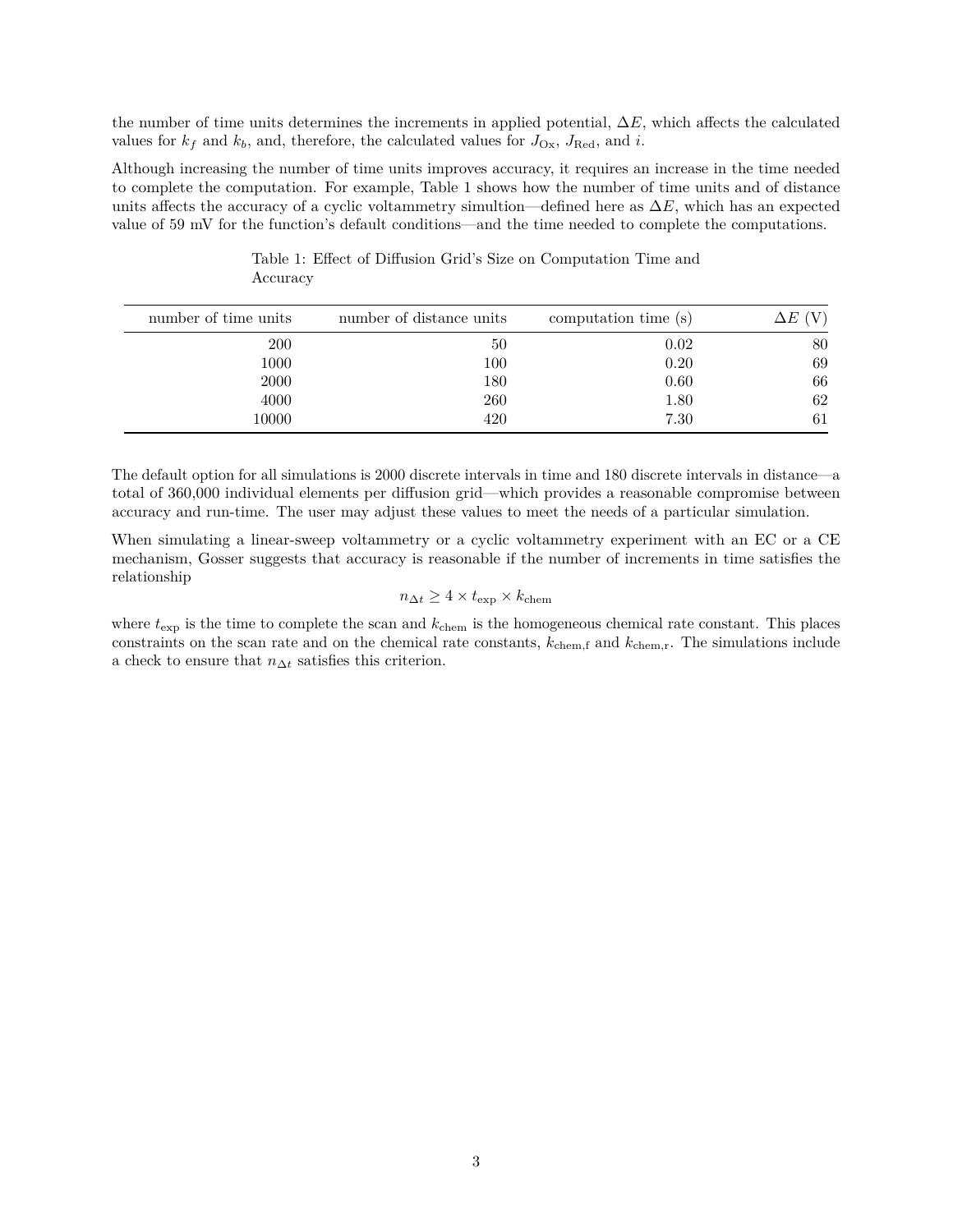the number of time units determines the increments in applied potential, $\Delta E$, which affects the calculated values for $k_f$ and $k_b$, and, therefore, the calculated values for $J_{\text{Ox}}$, $J_{\text{Red}}$, and $i$.

Although increasing the number of time units improves accuracy, it requires an increase in the time needed to complete the computation. For example, Table 1 shows how the number of time units and of distance units affects the accuracy of a cyclic voltammetry simultion—defined here as $\Delta E$, which has an expected value of 59 mV for the function's default conditions—and the time needed to complete the computations.

Table 1: Effect of Diffusion Grid's Size on Computation Time and Accuracy

| number of time units | number of distance units | computation time (s) | $\Delta E$ (V) |
|---:|---:|---:|---:|
| 200 | 50 | 0.02 | 80 |
| 1000 | 100 | 0.20 | 69 |
| 2000 | 180 | 0.60 | 66 |
| 4000 | 260 | 1.80 | 62 |
| 10000 | 420 | 7.30 | 61 |

The default option for all simulations is 2000 discrete intervals in time and 180 discrete intervals in distance—a total of 360,000 individual elements per diffusion grid—which provides a reasonable compromise between accuracy and run-time. The user may adjust these values to meet the needs of a particular simulation.

When simulating a linear-sweep voltammetry or a cyclic voltammetry experiment with an EC or a CE mechanism, Gosser suggests that accuracy is reasonable if the number of increments in time satisfies the relationship

$$n_{\Delta t} \geq 4 \times t_{\text{exp}} \times k_{\text{chem}}$$

where $t_{\text{exp}}$ is the time to complete the scan and $k_{\text{chem}}$ is the homogeneous chemical rate constant. This places constraints on the scan rate and on the chemical rate constants, $k_{\text{chem,f}}$ and $k_{\text{chem,r}}$. The simulations include a check to ensure that $n_{\Delta t}$ satisfies this criterion.